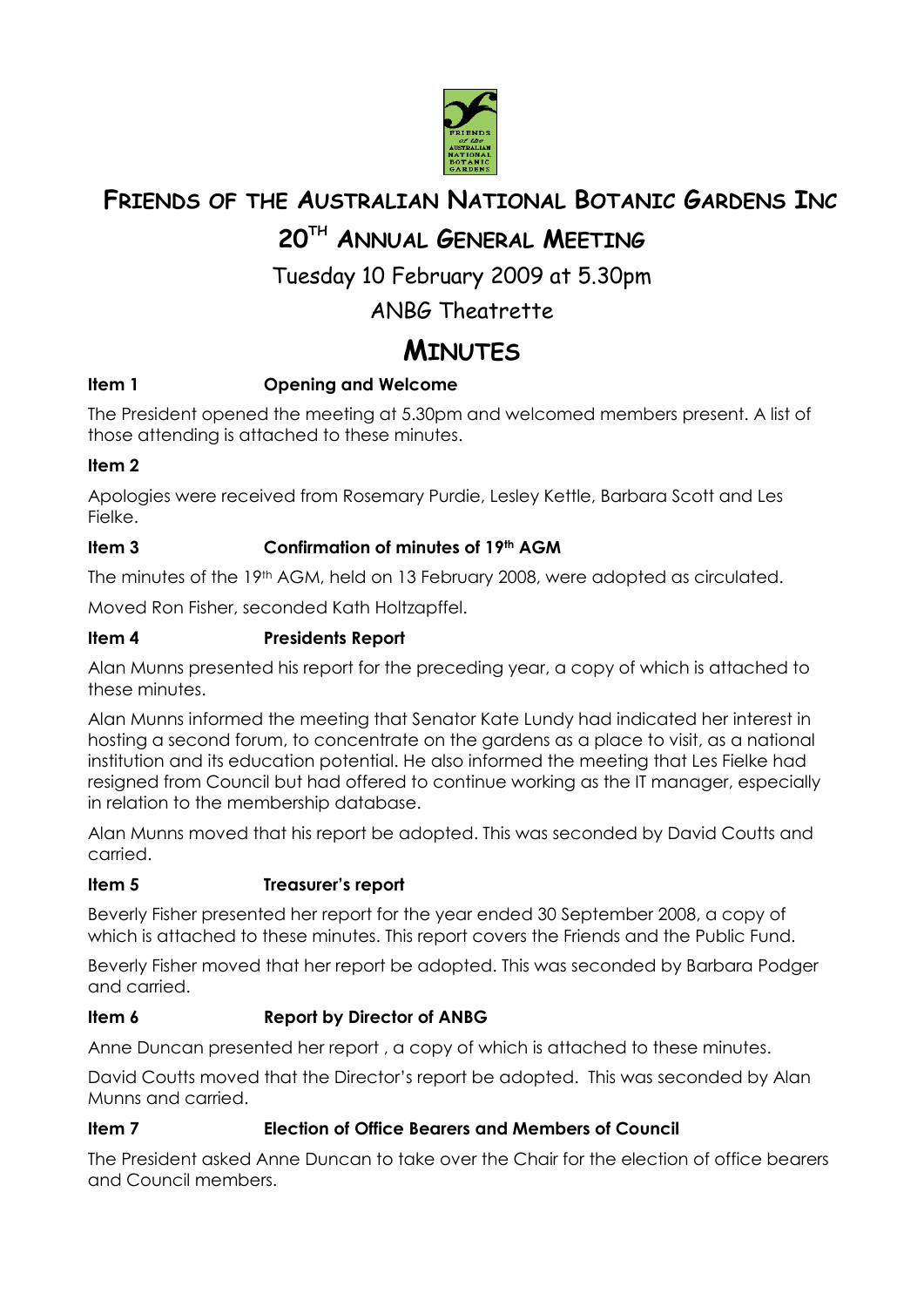# Friends of the Australian National Botanic Gardens Inc

## 20th Annual General Meeting

Tuesday 10 February 2009 at 5.30pm

ANBG Theatrette

# Minutes

### Item 1 Opening and Welcome

The President opened the meeting at 5.30pm and welcomed members present. A list of those attending is attached to these minutes.

### Item 2

Apologies were received from Rosemary Purdie, Lesley Kettle, Barbara Scott and Les Fielke.

### Item 3 Confirmation of minutes of 19th AGM

The minutes of the 19th AGM, held on 13 February 2008, were adopted as circulated.

Moved Ron Fisher, seconded Kath Holtzapffel.

### Item 4 Presidents Report

Alan Munns presented his report for the preceding year, a copy of which is attached to these minutes.

Alan Munns informed the meeting that Senator Kate Lundy had indicated her interest in hosting a second forum, to concentrate on the gardens as a place to visit, as a national institution and its education potential. He also informed the meeting that Les Fielke had resigned from Council but had offered to continue working as the IT manager, especially in relation to the membership database.

Alan Munns moved that his report be adopted. This was seconded by David Coutts and carried.

### Item 5 Treasurer's report

Beverly Fisher presented her report for the year ended 30 September 2008, a copy of which is attached to these minutes. This report covers the Friends and the Public Fund.

Beverly Fisher moved that her report be adopted. This was seconded by Barbara Podger and carried.

### Item 6 Report by Director of ANBG

Anne Duncan presented her report , a copy of which is attached to these minutes.

David Coutts moved that the Director's report be adopted. This was seconded by Alan Munns and carried.

### Item 7 Election of Office Bearers and Members of Council

The President asked Anne Duncan to take over the Chair for the election of office bearers and Council members.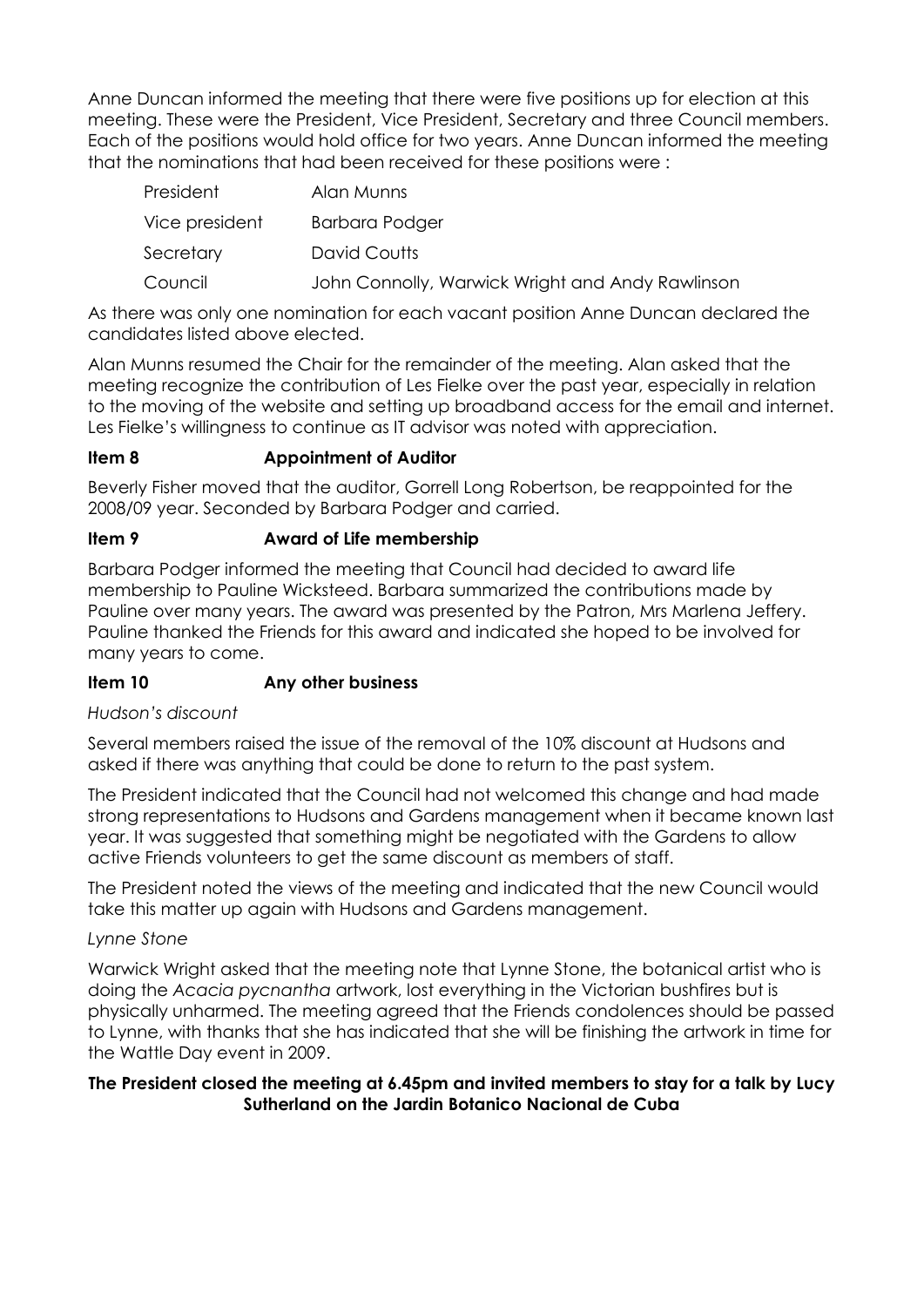Anne Duncan informed the meeting that there were five positions up for election at this meeting. These were the President, Vice President, Secretary and three Council members. Each of the positions would hold office for two years. Anne Duncan informed the meeting that the nominations that had been received for these positions were :

| | |
|---|---|
| President | Alan Munns |
| Vice president | Barbara Podger |
| Secretary | David Coutts |
| Council | John Connolly, Warwick Wright and Andy Rawlinson |

As there was only one nomination for each vacant position Anne Duncan declared the candidates listed above elected.

Alan Munns resumed the Chair for the remainder of the meeting. Alan asked that the meeting recognize the contribution of Les Fielke over the past year, especially in relation to the moving of the website and setting up broadband access for the email and internet. Les Fielke's willingness to continue as IT advisor was noted with appreciation.

### Item 8 Appointment of Auditor

Beverly Fisher moved that the auditor, Gorrell Long Robertson, be reappointed for the 2008/09 year. Seconded by Barbara Podger and carried.

### Item 9 Award of Life membership

Barbara Podger informed the meeting that Council had decided to award life membership to Pauline Wicksteed. Barbara summarized the contributions made by Pauline over many years. The award was presented by the Patron, Mrs Marlena Jeffery. Pauline thanked the Friends for this award and indicated she hoped to be involved for many years to come.

### Item 10 Any other business

*Hudson's discount*

Several members raised the issue of the removal of the 10% discount at Hudsons and asked if there was anything that could be done to return to the past system.

The President indicated that the Council had not welcomed this change and had made strong representations to Hudsons and Gardens management when it became known last year. It was suggested that something might be negotiated with the Gardens to allow active Friends volunteers to get the same discount as members of staff.

The President noted the views of the meeting and indicated that the new Council would take this matter up again with Hudsons and Gardens management.

*Lynne Stone*

Warwick Wright asked that the meeting note that Lynne Stone, the botanical artist who is doing the *Acacia pycnantha* artwork, lost everything in the Victorian bushfires but is physically unharmed. The meeting agreed that the Friends condolences should be passed to Lynne, with thanks that she has indicated that she will be finishing the artwork in time for the Wattle Day event in 2009.

**The President closed the meeting at 6.45pm and invited members to stay for a talk by Lucy Sutherland on the Jardin Botanico Nacional de Cuba**